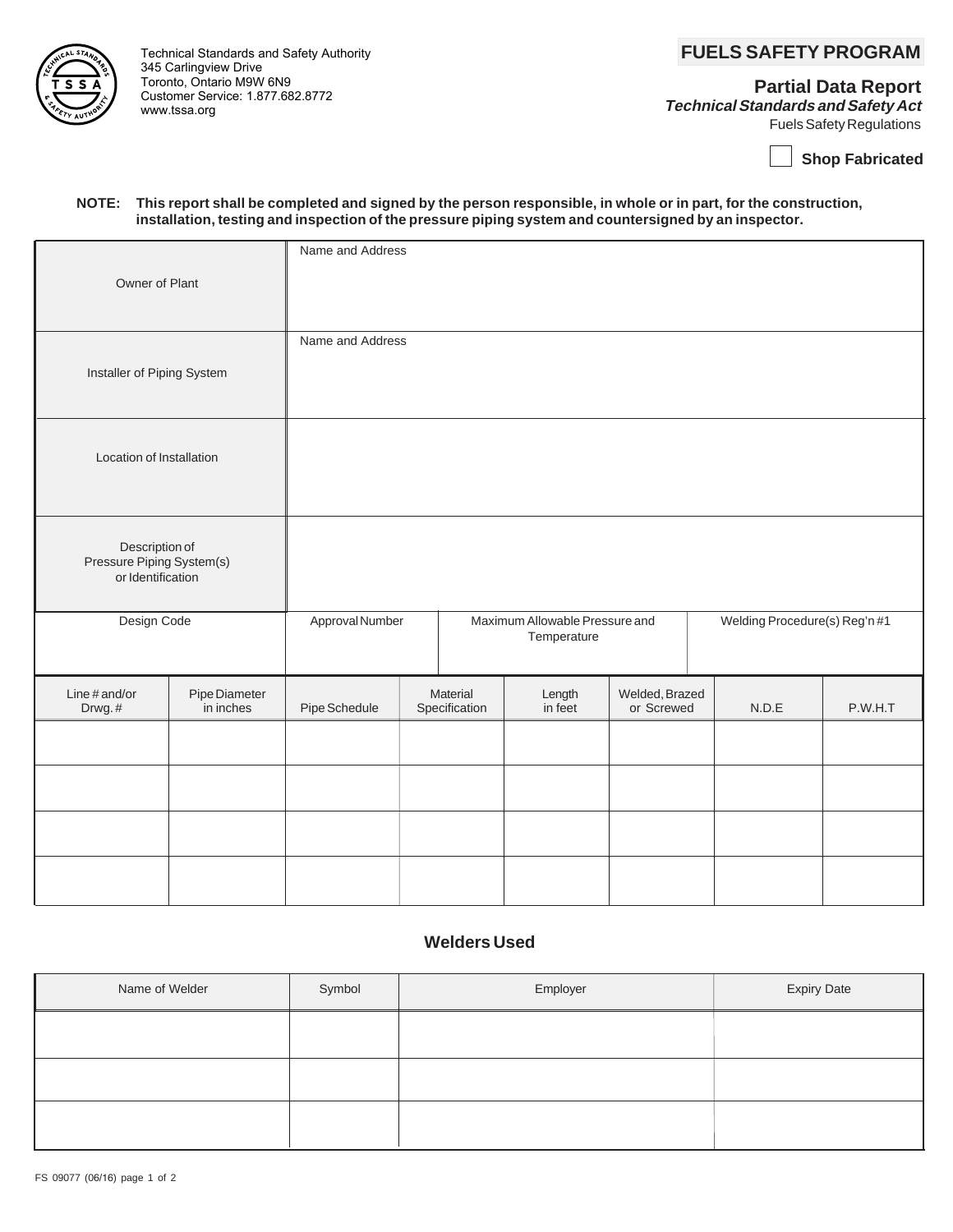Technical Standards and Safety Authority
345 Carlingview Drive
Toronto, Ontario M9W 6N9
Customer Service: 1.877.682.8772
www.tssa.org

# FUELS SAFETY PROGRAM

## Partial Data Report

***Technical Standards and Safety Act***

Fuels Safety Regulations

☐ **Shop Fabricated**

**NOTE: This report shall be completed and signed by the person responsible, in whole or in part, for the construction, installation, testing and inspection of the pressure piping system and countersigned by an inspector.**

| | |
|---|---|
| Owner of Plant | Name and Address |
| Installer of Piping System | Name and Address |
| Location of Installation | |
| Description of Pressure Piping System(s) or Identification | |

| Design Code | Approval Number | Maximum Allowable Pressure and Temperature | Welding Procedure(s) Reg'n #1 |
|---|---|---|---|
| | | | |

| Line # and/or Drwg. # | Pipe Diameter in inches | Pipe Schedule | Material Specification | Length in feet | Welded, Brazed or Screwed | N.D.E | P.W.H.T |
|---|---|---|---|---|---|---|---|
| | | | | | | | |
| | | | | | | | |
| | | | | | | | |
| | | | | | | | |

### Welders Used

| Name of Welder | Symbol | Employer | Expiry Date |
|---|---|---|---|
| | | | |
| | | | |
| | | | |

FS 09077 (06/16)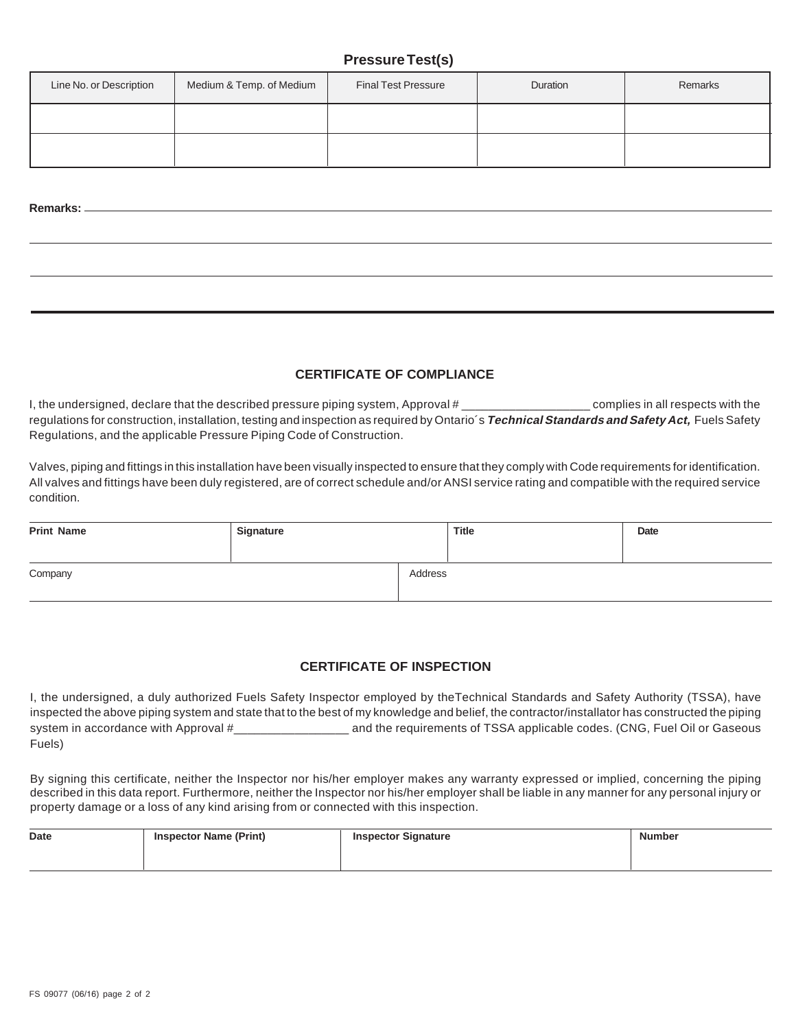## Pressure Test(s)

| Line No. or Description | Medium & Temp. of Medium | Final Test Pressure | Duration | Remarks |
|---|---|---|---|---|
| | | | | |
| | | | | |

**Remarks:** ____________________________________________

____________________________________________

____________________________________________

## CERTIFICATE OF COMPLIANCE

I, the undersigned, declare that the described pressure piping system, Approval # __________________ complies in all respects with the regulations for construction, installation, testing and inspection as required by Ontario´s ***Technical Standards and Safety Act,*** Fuels Safety Regulations, and the applicable Pressure Piping Code of Construction.

Valves, piping and fittings in this installation have been visually inspected to ensure that they comply with Code requirements for identification. All valves and fittings have been duly registered, are of correct schedule and/or ANSI service rating and compatible with the required service condition.

| **Print Name** | **Signature** | **Title** | **Date** |
|---|---|---|---|
| | | | |

| Company | Address |
|---|---|
| | |

## CERTIFICATE OF INSPECTION

I, the undersigned, a duly authorized Fuels Safety Inspector employed by theTechnical Standards and Safety Authority (TSSA), have inspected the above piping system and state that to the best of my knowledge and belief, the contractor/installator has constructed the piping system in accordance with Approval #________________ and the requirements of TSSA applicable codes. (CNG, Fuel Oil or Gaseous Fuels)

By signing this certificate, neither the Inspector nor his/her employer makes any warranty expressed or implied, concerning the piping described in this data report. Furthermore, neither the Inspector nor his/her employer shall be liable in any manner for any personal injury or property damage or a loss of any kind arising from or connected with this inspection.

| **Date** | **Inspector Name (Print)** | **Inspector Signature** | **Number** |
|---|---|---|---|
| | | | |

FS 09077 (06/16)